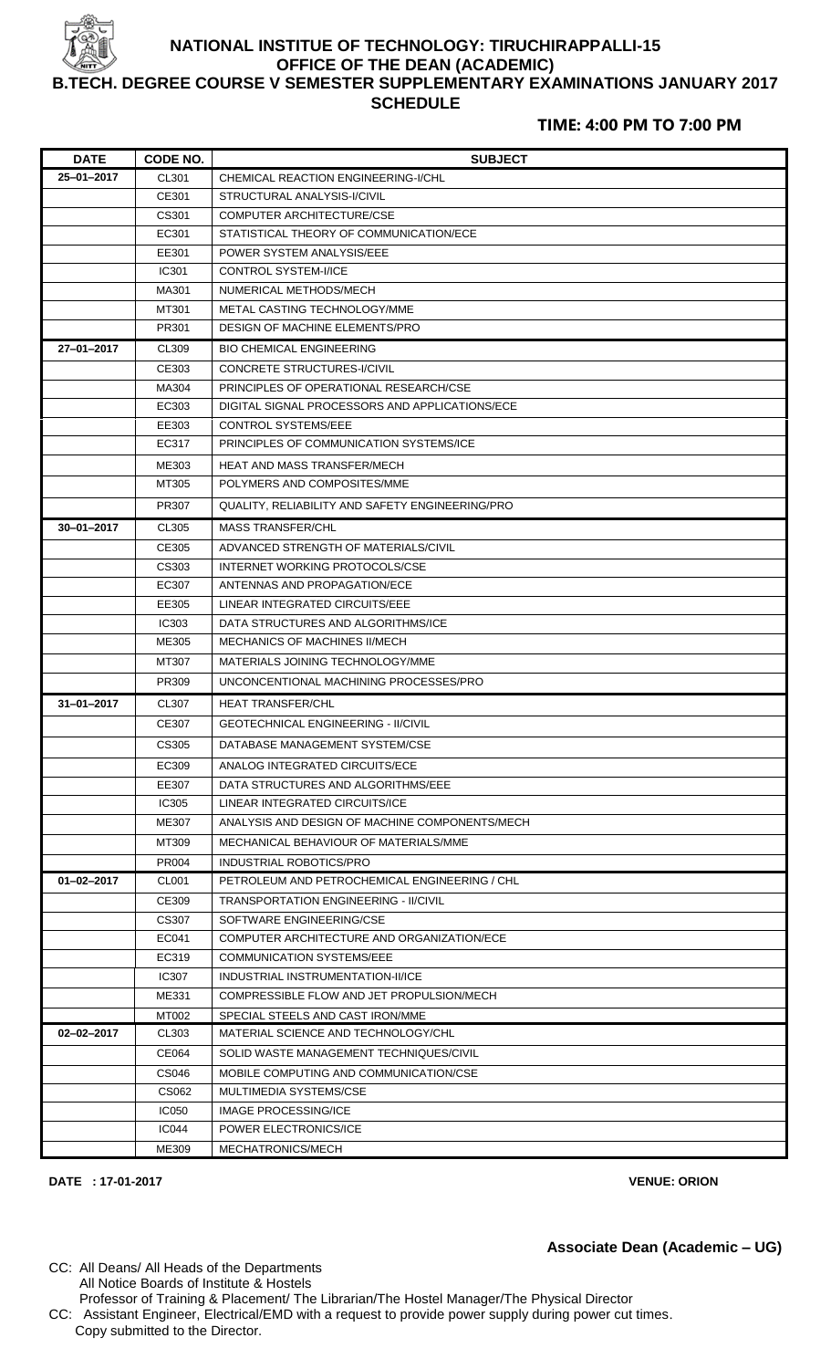# NATIONAL INSTITUE OF TECHNOLOGY: TIRUCHIRAPPALLI-15

## OFFICE OF THE DEAN (ACADEMIC)

## B.TECH. DEGREE COURSE V SEMESTER SUPPLEMENTARY EXAMINATIONS JANUARY 2017 SCHEDULE

**TIME: 4:00 PM TO 7:00 PM**

| DATE | CODE NO. | SUBJECT |
|---|---|---|
| 25–01–2017 | CL301 | CHEMICAL REACTION ENGINEERING-I/CHL |
| | CE301 | STRUCTURAL ANALYSIS-I/CIVIL |
| | CS301 | COMPUTER ARCHITECTURE/CSE |
| | EC301 | STATISTICAL THEORY OF COMMUNICATION/ECE |
| | EE301 | POWER SYSTEM ANALYSIS/EEE |
| | IC301 | CONTROL SYSTEM-I/ICE |
| | MA301 | NUMERICAL METHODS/MECH |
| | MT301 | METAL CASTING TECHNOLOGY/MME |
| | PR301 | DESIGN OF MACHINE ELEMENTS/PRO |
| 27–01–2017 | CL309 | BIO CHEMICAL ENGINEERING |
| | CE303 | CONCRETE STRUCTURES-I/CIVIL |
| | MA304 | PRINCIPLES OF OPERATIONAL RESEARCH/CSE |
| | EC303 | DIGITAL SIGNAL PROCESSORS AND APPLICATIONS/ECE |
| | EE303 | CONTROL SYSTEMS/EEE |
| | EC317 | PRINCIPLES OF COMMUNICATION SYSTEMS/ICE |
| | ME303 | HEAT AND MASS TRANSFER/MECH |
| | MT305 | POLYMERS AND COMPOSITES/MME |
| | PR307 | QUALITY, RELIABILITY AND SAFETY ENGINEERING/PRO |
| 30–01–2017 | CL305 | MASS TRANSFER/CHL |
| | CE305 | ADVANCED STRENGTH OF MATERIALS/CIVIL |
| | CS303 | INTERNET WORKING PROTOCOLS/CSE |
| | EC307 | ANTENNAS AND PROPAGATION/ECE |
| | EE305 | LINEAR INTEGRATED CIRCUITS/EEE |
| | IC303 | DATA STRUCTURES AND ALGORITHMS/ICE |
| | ME305 | MECHANICS OF MACHINES II/MECH |
| | MT307 | MATERIALS JOINING TECHNOLOGY/MME |
| | PR309 | UNCONCENTIONAL MACHINING PROCESSES/PRO |
| 31–01–2017 | CL307 | HEAT TRANSFER/CHL |
| | CE307 | GEOTECHNICAL ENGINEERING - II/CIVIL |
| | CS305 | DATABASE MANAGEMENT SYSTEM/CSE |
| | EC309 | ANALOG INTEGRATED CIRCUITS/ECE |
| | EE307 | DATA STRUCTURES AND ALGORITHMS/EEE |
| | IC305 | LINEAR INTEGRATED CIRCUITS/ICE |
| | ME307 | ANALYSIS AND DESIGN OF MACHINE COMPONENTS/MECH |
| | MT309 | MECHANICAL BEHAVIOUR OF MATERIALS/MME |
| | PR004 | INDUSTRIAL ROBOTICS/PRO |
| 01–02–2017 | CL001 | PETROLEUM AND PETROCHEMICAL ENGINEERING / CHL |
| | CE309 | TRANSPORTATION ENGINEERING - II/CIVIL |
| | CS307 | SOFTWARE ENGINEERING/CSE |
| | EC041 | COMPUTER ARCHITECTURE AND ORGANIZATION/ECE |
| | EC319 | COMMUNICATION SYSTEMS/EEE |
| | IC307 | INDUSTRIAL INSTRUMENTATION-II/ICE |
| | ME331 | COMPRESSIBLE FLOW AND JET PROPULSION/MECH |
| | MT002 | SPECIAL STEELS AND CAST IRON/MME |
| 02–02–2017 | CL303 | MATERIAL SCIENCE AND TECHNOLOGY/CHL |
| | CE064 | SOLID WASTE MANAGEMENT TECHNIQUES/CIVIL |
| | CS046 | MOBILE COMPUTING AND COMMUNICATION/CSE |
| | CS062 | MULTIMEDIA SYSTEMS/CSE |
| | IC050 | IMAGE PROCESSING/ICE |
| | IC044 | POWER ELECTRONICS/ICE |
| | ME309 | MECHATRONICS/MECH |

**DATE : 17-01-2017** **VENUE: ORION**

**Associate Dean (Academic – UG)**

CC: All Deans/ All Heads of the Departments
All Notice Boards of Institute & Hostels
Professor of Training & Placement/ The Librarian/The Hostel Manager/The Physical Director

CC: Assistant Engineer, Electrical/EMD with a request to provide power supply during power cut times.
Copy submitted to the Director.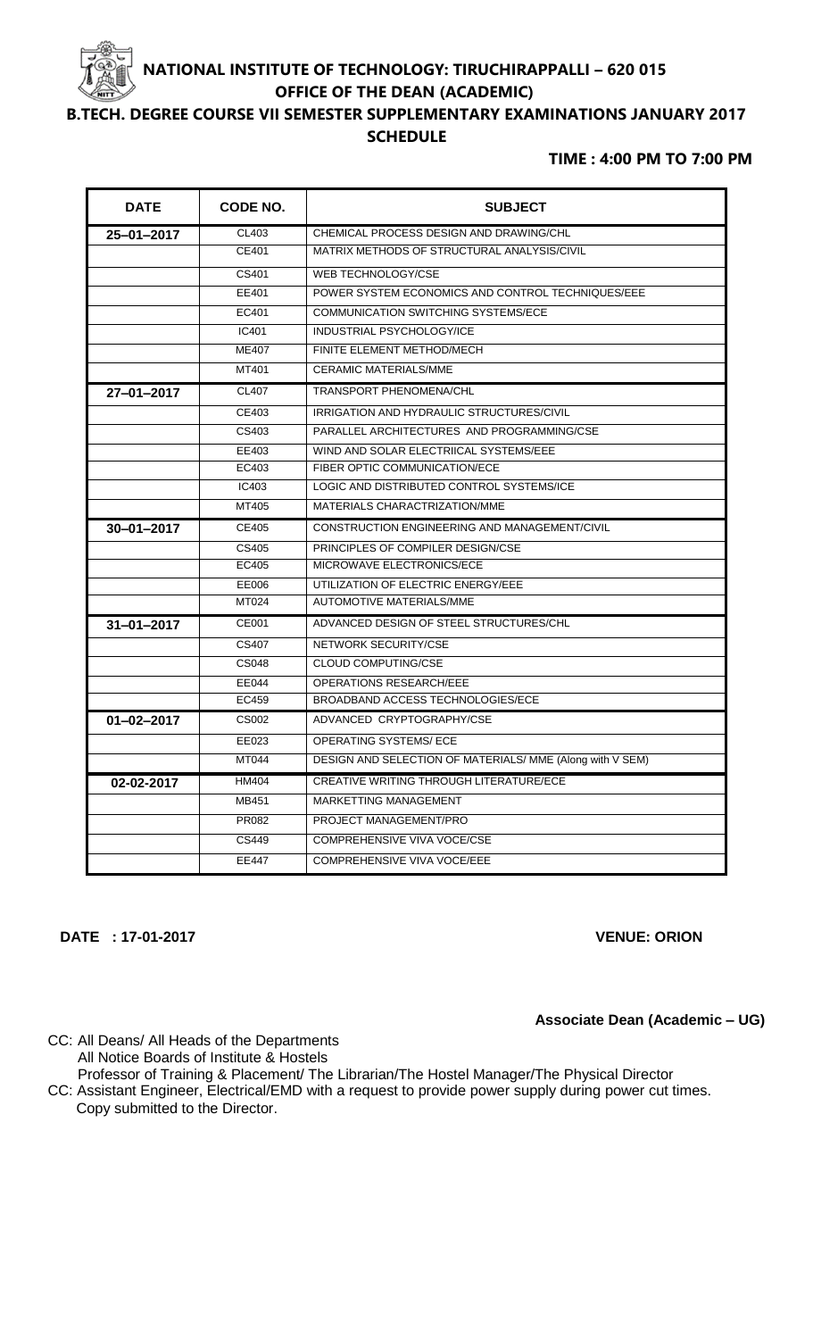# NATIONAL INSTITUTE OF TECHNOLOGY: TIRUCHIRAPPALLI – 620 015

## OFFICE OF THE DEAN (ACADEMIC)

## B.TECH. DEGREE COURSE VII SEMESTER SUPPLEMENTARY EXAMINATIONS JANUARY 2017

## SCHEDULE

**TIME : 4:00 PM TO 7:00 PM**

| DATE | CODE NO. | SUBJECT |
|---|---|---|
| 25–01–2017 | CL403 | CHEMICAL PROCESS DESIGN AND DRAWING/CHL |
| | CE401 | MATRIX METHODS OF STRUCTURAL ANALYSIS/CIVIL |
| | CS401 | WEB TECHNOLOGY/CSE |
| | EE401 | POWER SYSTEM ECONOMICS AND CONTROL TECHNIQUES/EEE |
| | EC401 | COMMUNICATION SWITCHING SYSTEMS/ECE |
| | IC401 | INDUSTRIAL PSYCHOLOGY/ICE |
| | ME407 | FINITE ELEMENT METHOD/MECH |
| | MT401 | CERAMIC MATERIALS/MME |
| 27–01–2017 | CL407 | TRANSPORT PHENOMENA/CHL |
| | CE403 | IRRIGATION AND HYDRAULIC STRUCTURES/CIVIL |
| | CS403 | PARALLEL ARCHITECTURES AND PROGRAMMING/CSE |
| | EE403 | WIND AND SOLAR ELECTRIICAL SYSTEMS/EEE |
| | EC403 | FIBER OPTIC COMMUNICATION/ECE |
| | IC403 | LOGIC AND DISTRIBUTED CONTROL SYSTEMS/ICE |
| | MT405 | MATERIALS CHARACTRIZATION/MME |
| 30–01–2017 | CE405 | CONSTRUCTION ENGINEERING AND MANAGEMENT/CIVIL |
| | CS405 | PRINCIPLES OF COMPILER DESIGN/CSE |
| | EC405 | MICROWAVE ELECTRONICS/ECE |
| | EE006 | UTILIZATION OF ELECTRIC ENERGY/EEE |
| | MT024 | AUTOMOTIVE MATERIALS/MME |
| 31–01–2017 | CE001 | ADVANCED DESIGN OF STEEL STRUCTURES/CHL |
| | CS407 | NETWORK SECURITY/CSE |
| | CS048 | CLOUD COMPUTING/CSE |
| | EE044 | OPERATIONS RESEARCH/EEE |
| | EC459 | BROADBAND ACCESS TECHNOLOGIES/ECE |
| 01–02–2017 | CS002 | ADVANCED CRYPTOGRAPHY/CSE |
| | EE023 | OPERATING SYSTEMS/ ECE |
| | MT044 | DESIGN AND SELECTION OF MATERIALS/ MME (Along with V SEM) |
| 02-02-2017 | HM404 | CREATIVE WRITING THROUGH LITERATURE/ECE |
| | MB451 | MARKETTING MANAGEMENT |
| | PR082 | PROJECT MANAGEMENT/PRO |
| | CS449 | COMPREHENSIVE VIVA VOCE/CSE |
| | EE447 | COMPREHENSIVE VIVA VOCE/EEE |

**DATE : 17-01-2017** **VENUE: ORION**

**Associate Dean (Academic – UG)**

CC: All Deans/ All Heads of the Departments
All Notice Boards of Institute & Hostels
Professor of Training & Placement/ The Librarian/The Hostel Manager/The Physical Director

CC: Assistant Engineer, Electrical/EMD with a request to provide power supply during power cut times.
Copy submitted to the Director.